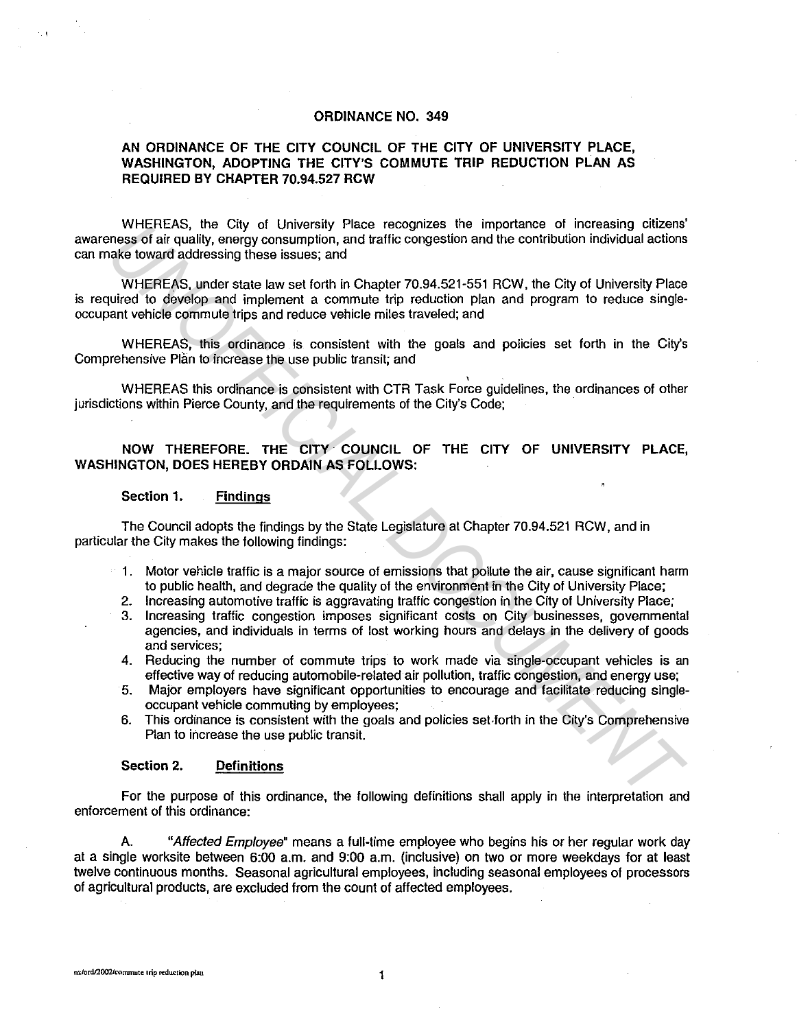# ORDINANCE NO. 349

## AN ORDINANCE OF THE CITY COUNCIL OF THE CITY OF UNIVERSITY PLACE, WASHINGTON, ADOPTING THE CITY'S COMMUTE TRIP REDUCTION PLAN AS REQUIRED BY CHAPTER 70.94.527 RCW

WHEREAS, the City of University Place recognizes the importance of increasing citizens' awareness of air quality, energy consumption, and traffic congestion and the contribution individual actions can make toward addressing these issues; and

WHEREAS, under state law set forth in Chapter 70.94.521-551 RCW, the City of University Place is required to develop and implement a commute trip reduction plan and program to reduce single-occupant vehicle commute trips and reduce vehicle miles traveled; and

WHEREAS, this ordinance is consistent with the goals and policies set forth in the City's Comprehensive Plan to increase the use public transit; and

WHEREAS this ordinance is consistent with CTR Task Force guidelines, the ordinances of other jurisdictions within Pierce County, and the requirements of the City's Code;

**NOW THEREFORE. THE CITY COUNCIL OF THE CITY OF UNIVERSITY PLACE, WASHINGTON, DOES HEREBY ORDAIN AS FOLLOWS:**

### Section 1. Findings

The Council adopts the findings by the State Legislature at Chapter 70.94.521 RCW, and in particular the City makes the following findings:

1. Motor vehicle traffic is a major source of emissions that pollute the air, cause significant harm to public health, and degrade the quality of the environment in the City of University Place;
2. Increasing automotive traffic is aggravating traffic congestion in the City of University Place;
3. Increasing traffic congestion imposes significant costs on City businesses, governmental agencies, and individuals in terms of lost working hours and delays in the delivery of goods and services;
4. Reducing the number of commute trips to work made via single-occupant vehicles is an effective way of reducing automobile-related air pollution, traffic congestion, and energy use;
5. Major employers have significant opportunities to encourage and facilitate reducing single-occupant vehicle commuting by employees;
6. This ordinance is consistent with the goals and policies set forth in the City's Comprehensive Plan to increase the use public transit.

### Section 2. Definitions

For the purpose of this ordinance, the following definitions shall apply in the interpretation and enforcement of this ordinance:

A. "*Affected Employee*" means a full-time employee who begins his or her regular work day at a single worksite between 6:00 a.m. and 9:00 a.m. (inclusive) on two or more weekdays for at least twelve continuous months. Seasonal agricultural employees, including seasonal employees of processors of agricultural products, are excluded from the count of affected employees.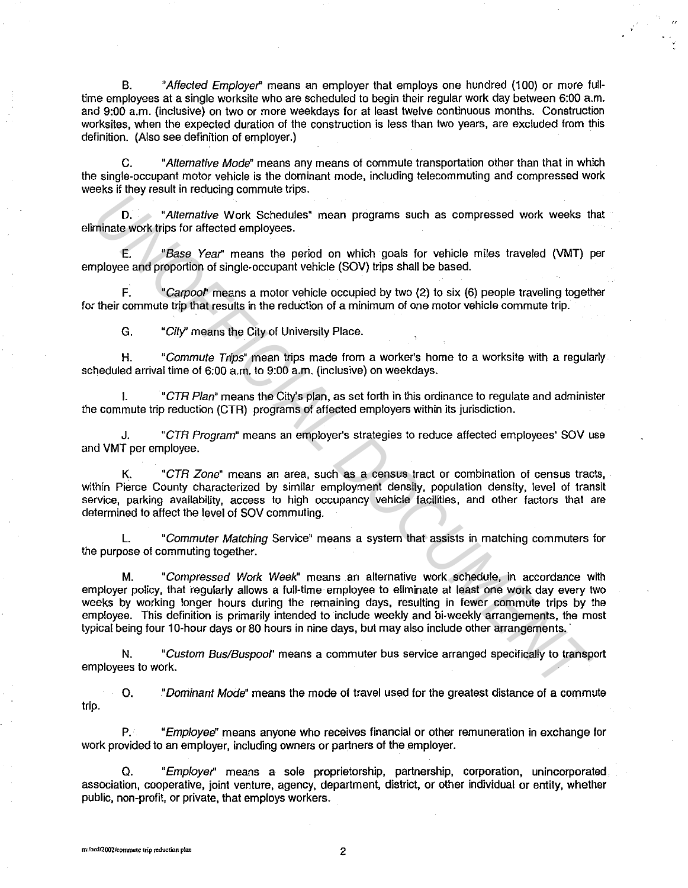B. "*Affected Employer*" means an employer that employs one hundred (100) or more full-time employees at a single worksite who are scheduled to begin their regular work day between 6:00 a.m. and 9:00 a.m. (inclusive) on two or more weekdays for at least twelve continuous months. Construction worksites, when the expected duration of the construction is less than two years, are excluded from this definition. (Also see definition of employer.)

C. "*Alternative Mode*" means any means of commute transportation other than that in which the single-occupant motor vehicle is the dominant mode, including telecommuting and compressed work weeks if they result in reducing commute trips.

D. "*Alternative* Work Schedules" mean programs such as compressed work weeks that eliminate work trips for affected employees.

E. "*Base Year*" means the period on which goals for vehicle miles traveled (VMT) per employee and proportion of single-occupant vehicle (SOV) trips shall be based.

F. "*Carpool*" means a motor vehicle occupied by two (2) to six (6) people traveling together for their commute trip that results in the reduction of a minimum of one motor vehicle commute trip.

G. "*City*" means the City of University Place.

H. "*Commute Trips*" mean trips made from a worker's home to a worksite with a regularly scheduled arrival time of 6:00 a.m. to 9:00 a.m. (inclusive) on weekdays.

I. "*CTR Plan*" means the City's plan, as set forth in this ordinance to regulate and administer the commute trip reduction (CTR) programs of affected employers within its jurisdiction.

J. "*CTR Program*" means an employer's strategies to reduce affected employees' SOV use and VMT per employee.

K. "*CTR Zone*" means an area, such as a census tract or combination of census tracts, within Pierce County characterized by similar employment density, population density, level of transit service, parking availability, access to high occupancy vehicle facilities, and other factors that are determined to affect the level of SOV commuting.

L. "*Commuter Matching* Service" means a system that assists in matching commuters for the purpose of commuting together.

M. "*Compressed Work Week*" means an alternative work schedule, in accordance with employer policy, that regularly allows a full-time employee to eliminate at least one work day every two weeks by working longer hours during the remaining days, resulting in fewer commute trips by the employee. This definition is primarily intended to include weekly and bi-weekly arrangements, the most typical being four 10-hour days or 80 hours in nine days, but may also include other arrangements.

N. "*Custom Bus/Buspool*" means a commuter bus service arranged specifically to transport employees to work.

O. "*Dominant Mode*" means the mode of travel used for the greatest distance of a commute trip.

P. "*Employee*" means anyone who receives financial or other remuneration in exchange for work provided to an employer, including owners or partners of the employer.

Q. "*Employer*" means a sole proprietorship, partnership, corporation, unincorporated association, cooperative, joint venture, agency, department, district, or other individual or entity, whether public, non-profit, or private, that employs workers.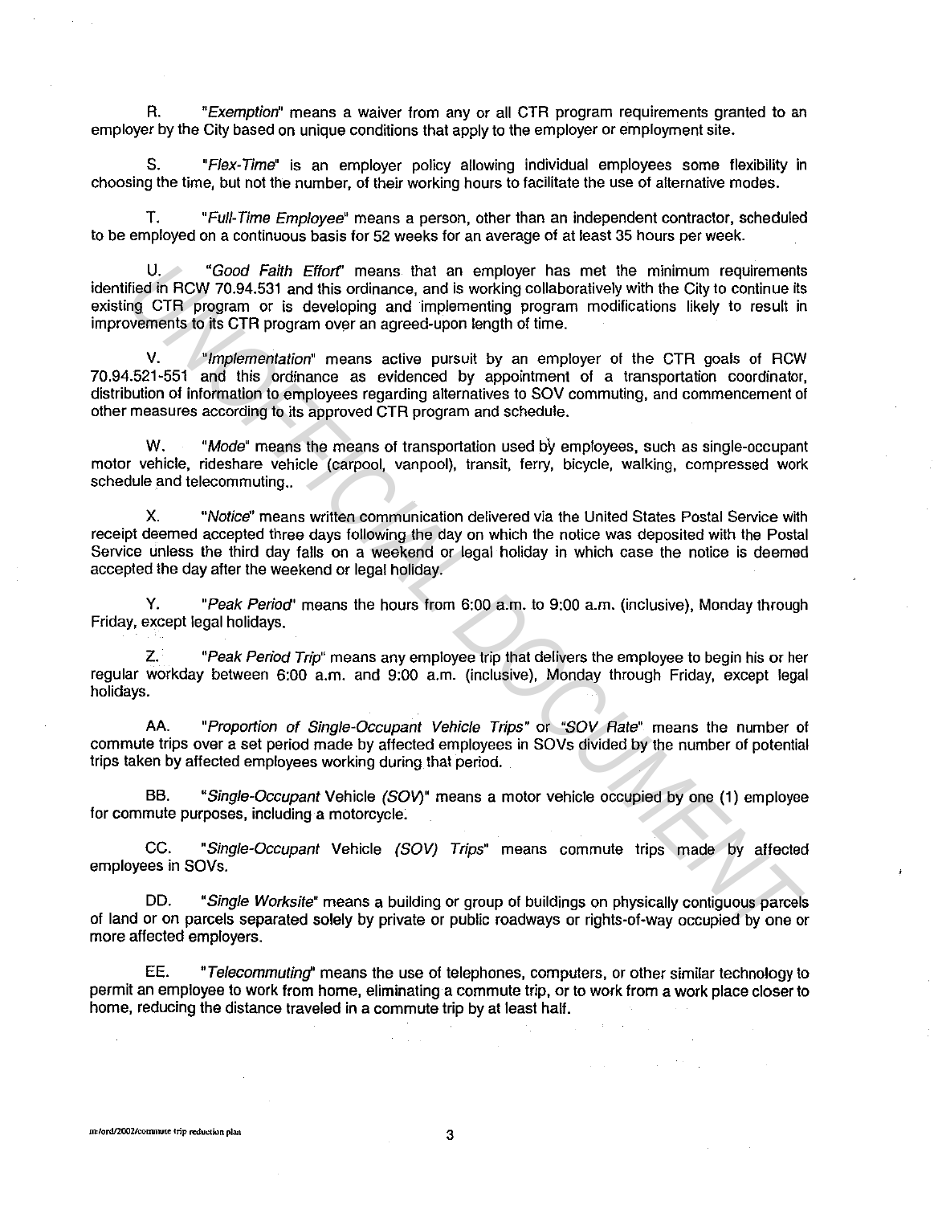R. "*Exemption*" means a waiver from any or all CTR program requirements granted to an employer by the City based on unique conditions that apply to the employer or employment site.

S. "*Flex-Time*" is an employer policy allowing individual employees some flexibility in choosing the time, but not the number, of their working hours to facilitate the use of alternative modes.

T. "*Full-Time Employee*" means a person, other than an independent contractor, scheduled to be employed on a continuous basis for 52 weeks for an average of at least 35 hours per week.

U. "*Good Faith Effort*" means that an employer has met the minimum requirements identified in RCW 70.94.531 and this ordinance, and is working collaboratively with the City to continue its existing CTR program or is developing and implementing program modifications likely to result in improvements to its CTR program over an agreed-upon length of time.

V. "*Implementation*" means active pursuit by an employer of the CTR goals of RCW 70.94.521-551 and this ordinance as evidenced by appointment of a transportation coordinator, distribution of information to employees regarding alternatives to SOV commuting, and commencement of other measures according to its approved CTR program and schedule.

W. "*Mode*" means the means of transportation used by employees, such as single-occupant motor vehicle, rideshare vehicle (carpool, vanpool), transit, ferry, bicycle, walking, compressed work schedule and telecommuting..

X. "*Notice*" means written communication delivered via the United States Postal Service with receipt deemed accepted three days following the day on which the notice was deposited with the Postal Service unless the third day falls on a weekend or legal holiday in which case the notice is deemed accepted the day after the weekend or legal holiday.

Y. "*Peak Period*" means the hours from 6:00 a.m. to 9:00 a.m. (inclusive), Monday through Friday, except legal holidays.

Z. "*Peak Period Trip*" means any employee trip that delivers the employee to begin his or her regular workday between 6:00 a.m. and 9:00 a.m. (inclusive), Monday through Friday, except legal holidays.

AA. "*Proportion of Single-Occupant Vehicle Trips*" or "*SOV Rate*" means the number of commute trips over a set period made by affected employees in SOVs divided by the number of potential trips taken by affected employees working during that period.

BB. "*Single-Occupant* Vehicle *(SOV)*" means a motor vehicle occupied by one (1) employee for commute purposes, including a motorcycle.

CC. "*Single-Occupant* Vehicle *(SOV) Trips*" means commute trips made by affected employees in SOVs.

DD. "*Single Worksite*" means a building or group of buildings on physically contiguous parcels of land or on parcels separated solely by private or public roadways or rights-of-way occupied by one or more affected employers.

EE. "*Telecommuting*" means the use of telephones, computers, or other similar technology to permit an employee to work from home, eliminating a commute trip, or to work from a work place closer to home, reducing the distance traveled in a commute trip by at least half.

m/ord/2002/commute trip reduction plan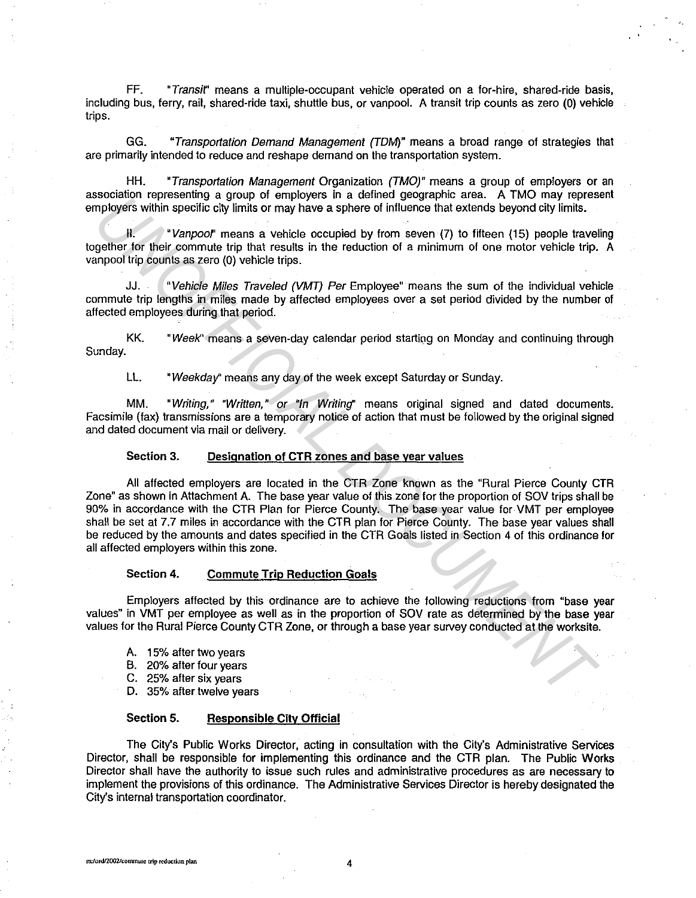FF. "*Transit*" means a multiple-occupant vehicle operated on a for-hire, shared-ride basis, including bus, ferry, rail, shared-ride taxi, shuttle bus, or vanpool. A transit trip counts as zero (0) vehicle trips.

GG. "*Transportation Demand Management (TDM)*" means a broad range of strategies that are primarily intended to reduce and reshape demand on the transportation system.

HH. "*Transportation Management* Organization *(TMO)*" means a group of employers or an association representing a group of employers in a defined geographic area. A TMO may represent employers within specific city limits or may have a sphere of influence that extends beyond city limits.

II. "*Vanpool*" means a vehicle occupied by from seven (7) to fifteen (15) people traveling together for their commute trip that results in the reduction of a minimum of one motor vehicle trip. A vanpool trip counts as zero (0) vehicle trips.

JJ. "*Vehicle Miles Traveled (VMT) Per* Employee" means the sum of the individual vehicle commute trip lengths in miles made by affected employees over a set period divided by the number of affected employees during that period.

KK. "*Week*" means a seven-day calendar period starting on Monday and continuing through Sunday.

LL. "*Weekday*" means any day of the week except Saturday or Sunday.

MM. "*Writing," "Written," or "In Writing*" means original signed and dated documents. Facsimile (fax) transmissions are a temporary notice of action that must be followed by the original signed and dated document via mail or delivery.

**Section 3. Designation of CTR zones and base year values**

All affected employers are located in the CTR Zone known as the "Rural Pierce County CTR Zone" as shown in Attachment A. The base year value of this zone for the proportion of SOV trips shall be 90% in accordance with the CTR Plan for Pierce County. The base year value for VMT per employee shall be set at 7.7 miles in accordance with the CTR plan for Pierce County. The base year values shall be reduced by the amounts and dates specified in the CTR Goals listed in Section 4 of this ordinance for all affected employers within this zone.

**Section 4. Commute Trip Reduction Goals**

Employers affected by this ordinance are to achieve the following reductions from "base year values" in VMT per employee as well as in the proportion of SOV rate as determined by the base year values for the Rural Pierce County CTR Zone, or through a base year survey conducted at the worksite.

A. 15% after two years
B. 20% after four years
C. 25% after six years
D. 35% after twelve years

**Section 5. Responsible City Official**

The City's Public Works Director, acting in consultation with the City's Administrative Services Director, shall be responsible for implementing this ordinance and the CTR plan. The Public Works Director shall have the authority to issue such rules and administrative procedures as are necessary to implement the provisions of this ordinance. The Administrative Services Director is hereby designated the City's internal transportation coordinator.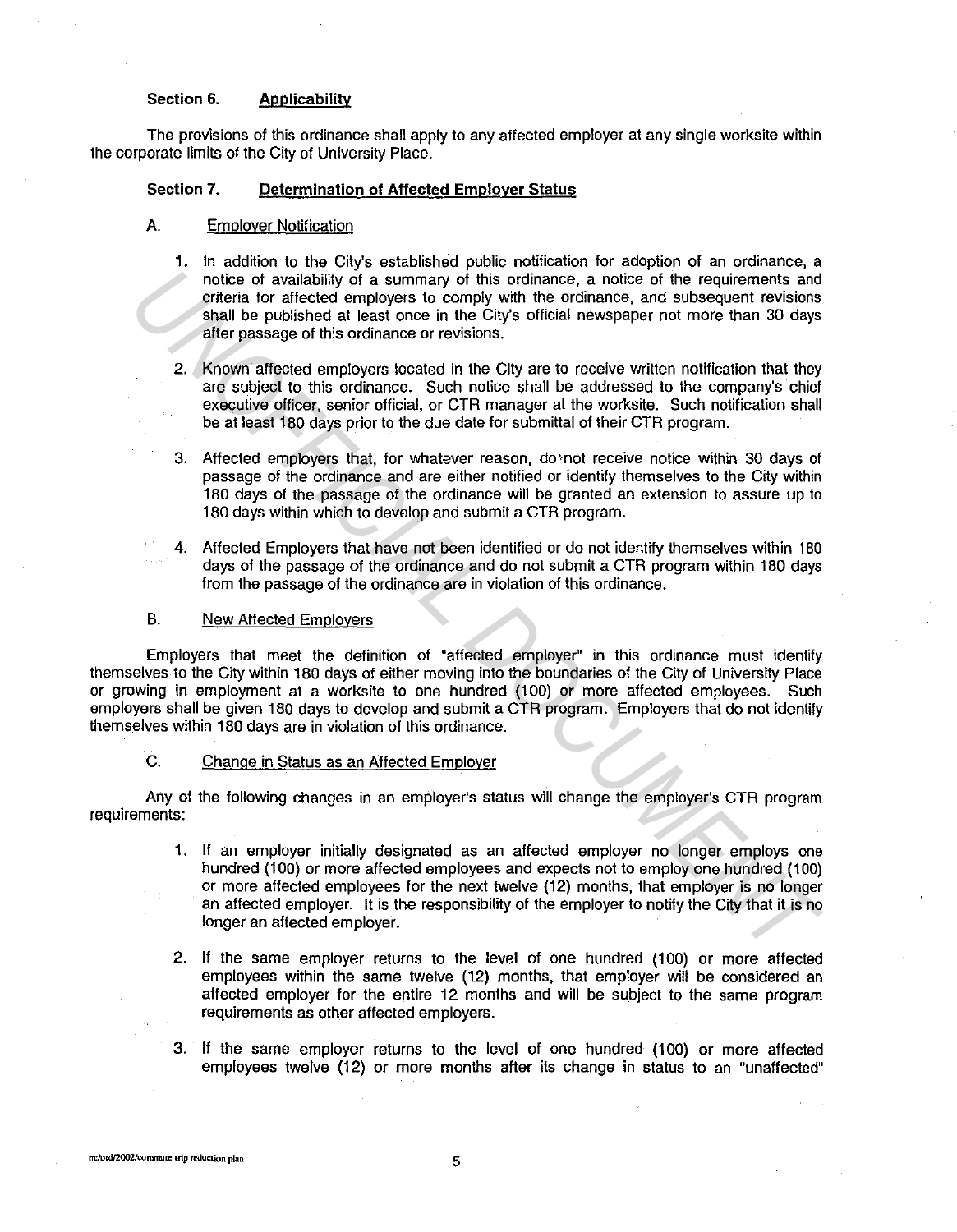### Section 6. Applicability

The provisions of this ordinance shall apply to any affected employer at any single worksite within the corporate limits of the City of University Place.

### Section 7. Determination of Affected Employer Status

A. Employer Notification

1. In addition to the City's established public notification for adoption of an ordinance, a notice of availability of a summary of this ordinance, a notice of the requirements and criteria for affected employers to comply with the ordinance, and subsequent revisions shall be published at least once in the City's official newspaper not more than 30 days after passage of this ordinance or revisions.

2. Known affected employers located in the City are to receive written notification that they are subject to this ordinance. Such notice shall be addressed to the company's chief executive officer, senior official, or CTR manager at the worksite. Such notification shall be at least 180 days prior to the due date for submittal of their CTR program.

3. Affected employers that, for whatever reason, do not receive notice within 30 days of passage of the ordinance and are either notified or identify themselves to the City within 180 days of the passage of the ordinance will be granted an extension to assure up to 180 days within which to develop and submit a CTR program.

4. Affected Employers that have not been identified or do not identify themselves within 180 days of the passage of the ordinance and do not submit a CTR program within 180 days from the passage of the ordinance are in violation of this ordinance.

B. New Affected Employers

Employers that meet the definition of "affected employer" in this ordinance must identify themselves to the City within 180 days of either moving into the boundaries of the City of University Place or growing in employment at a worksite to one hundred (100) or more affected employees. Such employers shall be given 180 days to develop and submit a CTR program. Employers that do not identify themselves within 180 days are in violation of this ordinance.

C. Change in Status as an Affected Employer

Any of the following changes in an employer's status will change the employer's CTR program requirements:

1. If an employer initially designated as an affected employer no longer employs one hundred (100) or more affected employees and expects not to employ one hundred (100) or more affected employees for the next twelve (12) months, that employer is no longer an affected employer. It is the responsibility of the employer to notify the City that it is no longer an affected employer.

2. If the same employer returns to the level of one hundred (100) or more affected employees within the same twelve (12) months, that employer will be considered an affected employer for the entire 12 months and will be subject to the same program requirements as other affected employers.

3. If the same employer returns to the level of one hundred (100) or more affected employees twelve (12) or more months after its change in status to an "unaffected"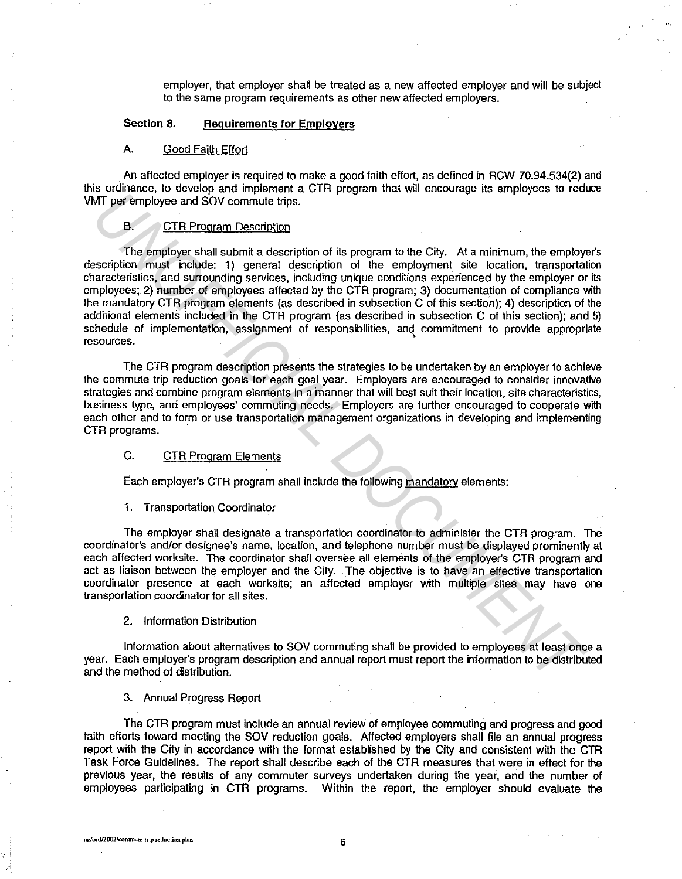employer, that employer shall be treated as a new affected employer and will be subject to the same program requirements as other new affected employers.

## Section 8. Requirements for Employers

### A. Good Faith Effort

An affected employer is required to make a good faith effort, as defined in RCW 70.94.534(2) and this ordinance, to develop and implement a CTR program that will encourage its employees to reduce VMT per employee and SOV commute trips.

### B. CTR Program Description

The employer shall submit a description of its program to the City. At a minimum, the employer's description must include: 1) general description of the employment site location, transportation characteristics, and surrounding services, including unique conditions experienced by the employer or its employees; 2) number of employees affected by the CTR program; 3) documentation of compliance with the mandatory CTR program elements (as described in subsection C of this section); 4) description of the additional elements included in the CTR program (as described in subsection C of this section); and 5) schedule of implementation, assignment of responsibilities, and commitment to provide appropriate resources.

The CTR program description presents the strategies to be undertaken by an employer to achieve the commute trip reduction goals for each goal year. Employers are encouraged to consider innovative strategies and combine program elements in a manner that will best suit their location, site characteristics, business type, and employees' commuting needs. Employers are further encouraged to cooperate with each other and to form or use transportation management organizations in developing and implementing CTR programs.

### C. CTR Program Elements

Each employer's CTR program shall include the following mandatory elements:

1. Transportation Coordinator

The employer shall designate a transportation coordinator to administer the CTR program. The coordinator's and/or designee's name, location, and telephone number must be displayed prominently at each affected worksite. The coordinator shall oversee all elements of the employer's CTR program and act as liaison between the employer and the City. The objective is to have an effective transportation coordinator presence at each worksite; an affected employer with multiple sites may have one transportation coordinator for all sites.

2. Information Distribution

Information about alternatives to SOV commuting shall be provided to employees at least once a year. Each employer's program description and annual report must report the information to be distributed and the method of distribution.

3. Annual Progress Report

The CTR program must include an annual review of employee commuting and progress and good faith efforts toward meeting the SOV reduction goals. Affected employers shall file an annual progress report with the City in accordance with the format established by the City and consistent with the CTR Task Force Guidelines. The report shall describe each of the CTR measures that were in effect for the previous year, the results of any commuter surveys undertaken during the year, and the number of employees participating in CTR programs. Within the report, the employer should evaluate the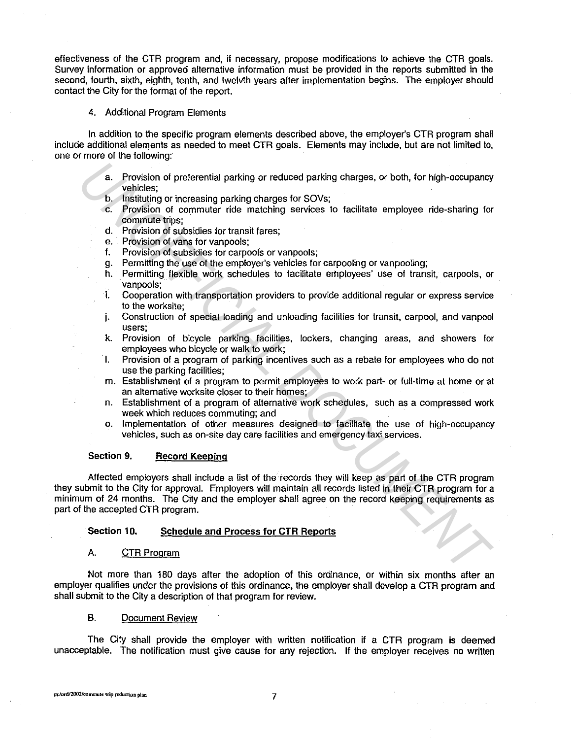effectiveness of the CTR program and, if necessary, propose modifications to achieve the CTR goals. Survey information or approved alternative information must be provided in the reports submitted in the second, fourth, sixth, eighth, tenth, and twelvth years after implementation begins. The employer should contact the City for the format of the report.

4. Additional Program Elements

In addition to the specific program elements described above, the employer's CTR program shall include additional elements as needed to meet CTR goals. Elements may include, but are not limited to, one or more of the following:

a. Provision of preferential parking or reduced parking charges, or both, for high-occupancy vehicles;
b. Instituting or increasing parking charges for SOVs;
c. Provision of commuter ride matching services to facilitate employee ride-sharing for commute trips;
d. Provision of subsidies for transit fares;
e. Provision of vans for vanpools;
f. Provision of subsidies for carpools or vanpools;
g. Permitting the use of the employer's vehicles for carpooling or vanpooling;
h. Permitting flexible work schedules to facilitate employees' use of transit, carpools, or vanpools;
i. Cooperation with transportation providers to provide additional regular or express service to the worksite;
j. Construction of special loading and unloading facilities for transit, carpool, and vanpool users;
k. Provision of bicycle parking facilities, lockers, changing areas, and showers for employees who bicycle or walk to work;
l. Provision of a program of parking incentives such as a rebate for employees who do not use the parking facilities;
m. Establishment of a program to permit employees to work part- or full-time at home or at an alternative worksite closer to their homes;
n. Establishment of a program of alternative work schedules, such as a compressed work week which reduces commuting; and
o. Implementation of other measures designed to facilitate the use of high-occupancy vehicles, such as on-site day care facilities and emergency taxi services.

## Section 9. Record Keeping

Affected employers shall include a list of the records they will keep as part of the CTR program they submit to the City for approval. Employers will maintain all records listed in their CTR program for a minimum of 24 months. The City and the employer shall agree on the record keeping requirements as part of the accepted CTR program.

## Section 10. Schedule and Process for CTR Reports

### A. CTR Program

Not more than 180 days after the adoption of this ordinance, or within six months after an employer qualifies under the provisions of this ordinance, the employer shall develop a CTR program and shall submit to the City a description of that program for review.

### B. Document Review

The City shall provide the employer with written notification if a CTR program is deemed unacceptable. The notification must give cause for any rejection. If the employer receives no written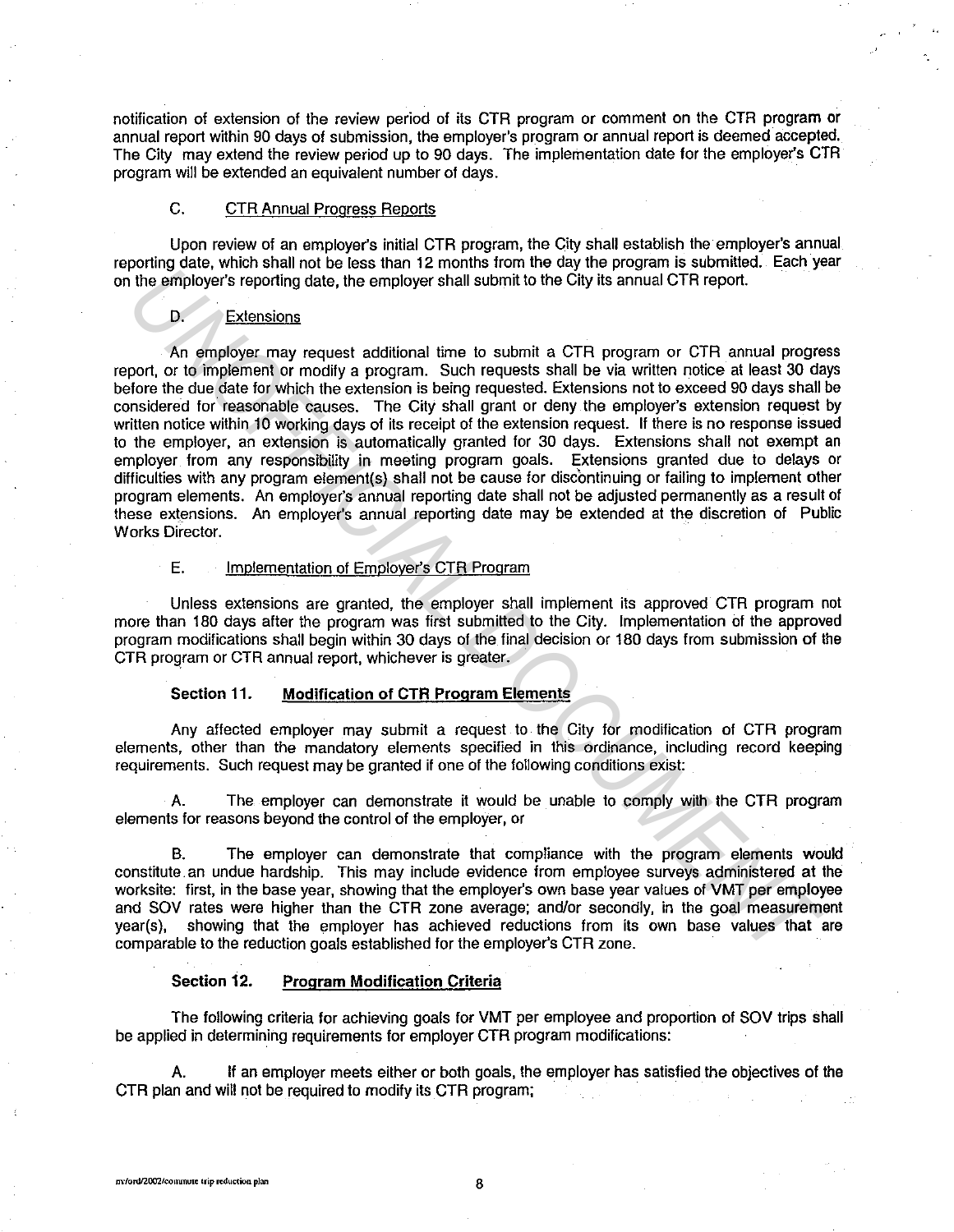notification of extension of the review period of its CTR program or comment on the CTR program or annual report within 90 days of submission, the employer's program or annual report is deemed accepted. The City may extend the review period up to 90 days. The implementation date for the employer's CTR program will be extended an equivalent number of days.

C. CTR Annual Progress Reports

Upon review of an employer's initial CTR program, the City shall establish the employer's annual reporting date, which shall not be less than 12 months from the day the program is submitted. Each year on the employer's reporting date, the employer shall submit to the City its annual CTR report.

D. Extensions

An employer may request additional time to submit a CTR program or CTR annual progress report, or to implement or modify a program. Such requests shall be via written notice at least 30 days before the due date for which the extension is being requested. Extensions not to exceed 90 days shall be considered for reasonable causes. The City shall grant or deny the employer's extension request by written notice within 10 working days of its receipt of the extension request. If there is no response issued to the employer, an extension is automatically granted for 30 days. Extensions shall not exempt an employer from any responsibility in meeting program goals. Extensions granted due to delays or difficulties with any program element(s) shall not be cause for discontinuing or failing to implement other program elements. An employer's annual reporting date shall not be adjusted permanently as a result of these extensions. An employer's annual reporting date may be extended at the discretion of Public Works Director.

E. Implementation of Employer's CTR Program

Unless extensions are granted, the employer shall implement its approved CTR program not more than 180 days after the program was first submitted to the City. Implementation of the approved program modifications shall begin within 30 days of the final decision or 180 days from submission of the CTR program or CTR annual report, whichever is greater.

**Section 11. Modification of CTR Program Elements**

Any affected employer may submit a request to the City for modification of CTR program elements, other than the mandatory elements specified in this ordinance, including record keeping requirements. Such request may be granted if one of the following conditions exist:

A. The employer can demonstrate it would be unable to comply with the CTR program elements for reasons beyond the control of the employer, or

B. The employer can demonstrate that compliance with the program elements would constitute an undue hardship. This may include evidence from employee surveys administered at the worksite: first, in the base year, showing that the employer's own base year values of VMT per employee and SOV rates were higher than the CTR zone average; and/or secondly, in the goal measurement year(s), showing that the employer has achieved reductions from its own base values that are comparable to the reduction goals established for the employer's CTR zone.

**Section 12. Program Modification Criteria**

The following criteria for achieving goals for VMT per employee and proportion of SOV trips shall be applied in determining requirements for employer CTR program modifications:

A. If an employer meets either or both goals, the employer has satisfied the objectives of the CTR plan and will not be required to modify its CTR program;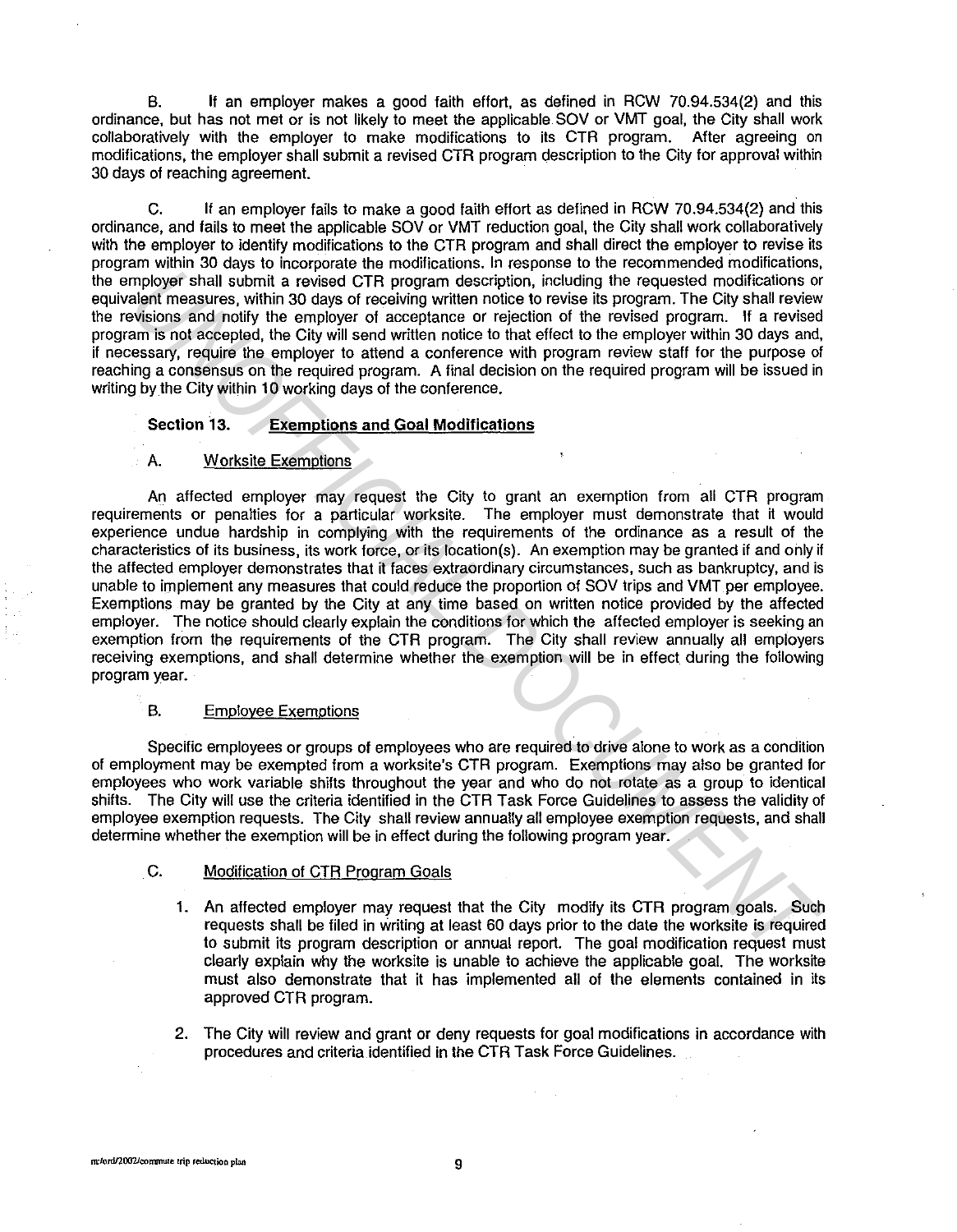B. If an employer makes a good faith effort, as defined in RCW 70.94.534(2) and this ordinance, but has not met or is not likely to meet the applicable SOV or VMT goal, the City shall work collaboratively with the employer to make modifications to its CTR program. After agreeing on modifications, the employer shall submit a revised CTR program description to the City for approval within 30 days of reaching agreement.

C. If an employer fails to make a good faith effort as defined in RCW 70.94.534(2) and this ordinance, and fails to meet the applicable SOV or VMT reduction goal, the City shall work collaboratively with the employer to identify modifications to the CTR program and shall direct the employer to revise its program within 30 days to incorporate the modifications. In response to the recommended modifications, the employer shall submit a revised CTR program description, including the requested modifications or equivalent measures, within 30 days of receiving written notice to revise its program. The City shall review the revisions and notify the employer of acceptance or rejection of the revised program. If a revised program is not accepted, the City will send written notice to that effect to the employer within 30 days and, if necessary, require the employer to attend a conference with program review staff for the purpose of reaching a consensus on the required program. A final decision on the required program will be issued in writing by the City within 10 working days of the conference.

## Section 13. Exemptions and Goal Modifications

### A. Worksite Exemptions

An affected employer may request the City to grant an exemption from all CTR program requirements or penalties for a particular worksite. The employer must demonstrate that it would experience undue hardship in complying with the requirements of the ordinance as a result of the characteristics of its business, its work force, or its location(s). An exemption may be granted if and only if the affected employer demonstrates that it faces extraordinary circumstances, such as bankruptcy, and is unable to implement any measures that could reduce the proportion of SOV trips and VMT per employee. Exemptions may be granted by the City at any time based on written notice provided by the affected employer. The notice should clearly explain the conditions for which the affected employer is seeking an exemption from the requirements of the CTR program. The City shall review annually all employers receiving exemptions, and shall determine whether the exemption will be in effect during the following program year.

### B. Employee Exemptions

Specific employees or groups of employees who are required to drive alone to work as a condition of employment may be exempted from a worksite's CTR program. Exemptions may also be granted for employees who work variable shifts throughout the year and who do not rotate as a group to identical shifts. The City will use the criteria identified in the CTR Task Force Guidelines to assess the validity of employee exemption requests. The City shall review annually all employee exemption requests, and shall determine whether the exemption will be in effect during the following program year.

### C. Modification of CTR Program Goals

1. An affected employer may request that the City modify its CTR program goals. Such requests shall be filed in writing at least 60 days prior to the date the worksite is required to submit its program description or annual report. The goal modification request must clearly explain why the worksite is unable to achieve the applicable goal. The worksite must also demonstrate that it has implemented all of the elements contained in its approved CTR program.

2. The City will review and grant or deny requests for goal modifications in accordance with procedures and criteria identified in the CTR Task Force Guidelines.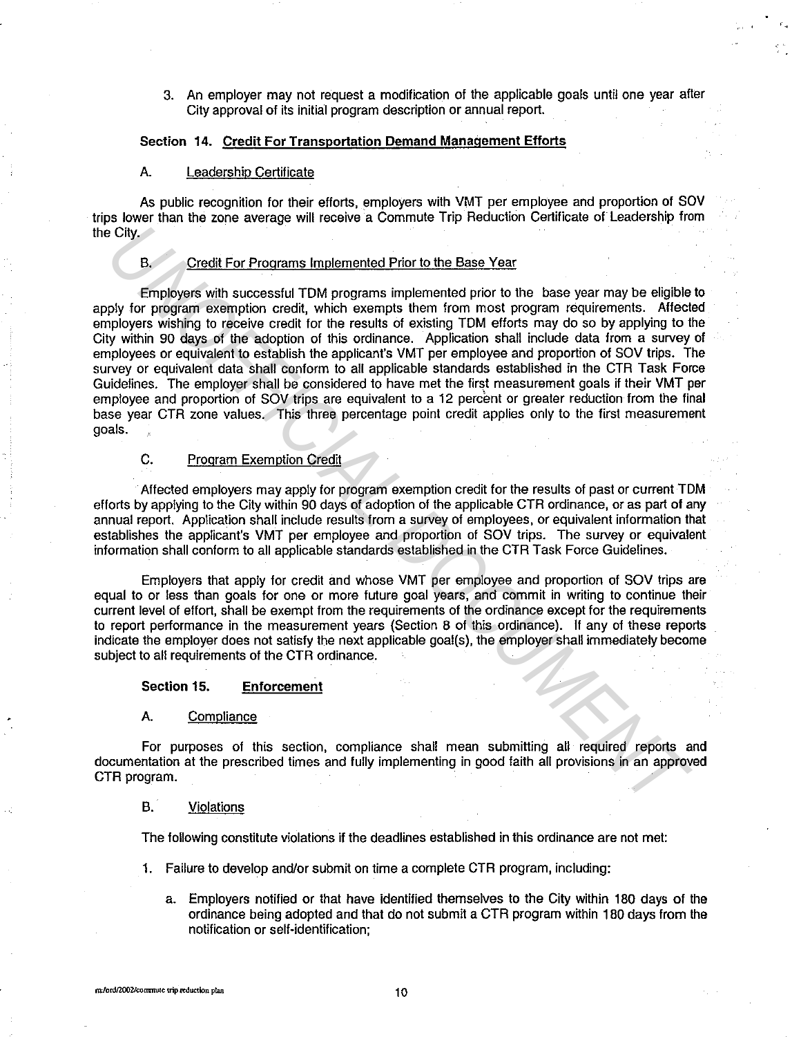3. An employer may not request a modification of the applicable goals until one year after City approval of its initial program description or annual report.

### Section 14. Credit For Transportation Demand Management Efforts

A. Leadership Certificate

As public recognition for their efforts, employers with VMT per employee and proportion of SOV trips lower than the zone average will receive a Commute Trip Reduction Certificate of Leadership from the City.

B. Credit For Programs Implemented Prior to the Base Year

Employers with successful TDM programs implemented prior to the base year may be eligible to apply for program exemption credit, which exempts them from most program requirements. Affected employers wishing to receive credit for the results of existing TDM efforts may do so by applying to the City within 90 days of the adoption of this ordinance. Application shall include data from a survey of employees or equivalent to establish the applicant's VMT per employee and proportion of SOV trips. The survey or equivalent data shall conform to all applicable standards established in the CTR Task Force Guidelines. The employer shall be considered to have met the first measurement goals if their VMT per employee and proportion of SOV trips are equivalent to a 12 percent or greater reduction from the final base year CTR zone values. This three percentage point credit applies only to the first measurement goals.

C. Program Exemption Credit

Affected employers may apply for program exemption credit for the results of past or current TDM efforts by applying to the City within 90 days of adoption of the applicable CTR ordinance, or as part of any annual report. Application shall include results from a survey of employees, or equivalent information that establishes the applicant's VMT per employee and proportion of SOV trips. The survey or equivalent information shall conform to all applicable standards established in the CTR Task Force Guidelines.

Employers that apply for credit and whose VMT per employee and proportion of SOV trips are equal to or less than goals for one or more future goal years, and commit in writing to continue their current level of effort, shall be exempt from the requirements of the ordinance except for the requirements to report performance in the measurement years (Section 8 of this ordinance). If any of these reports indicate the employer does not satisfy the next applicable goal(s), the employer shall immediately become subject to all requirements of the CTR ordinance.

### Section 15. Enforcement

A. Compliance

For purposes of this section, compliance shall mean submitting all required reports and documentation at the prescribed times and fully implementing in good faith all provisions in an approved CTR program.

B. Violations

The following constitute violations if the deadlines established in this ordinance are not met:

1. Failure to develop and/or submit on time a complete CTR program, including:

   a. Employers notified or that have identified themselves to the City within 180 days of the ordinance being adopted and that do not submit a CTR program within 180 days from the notification or self-identification;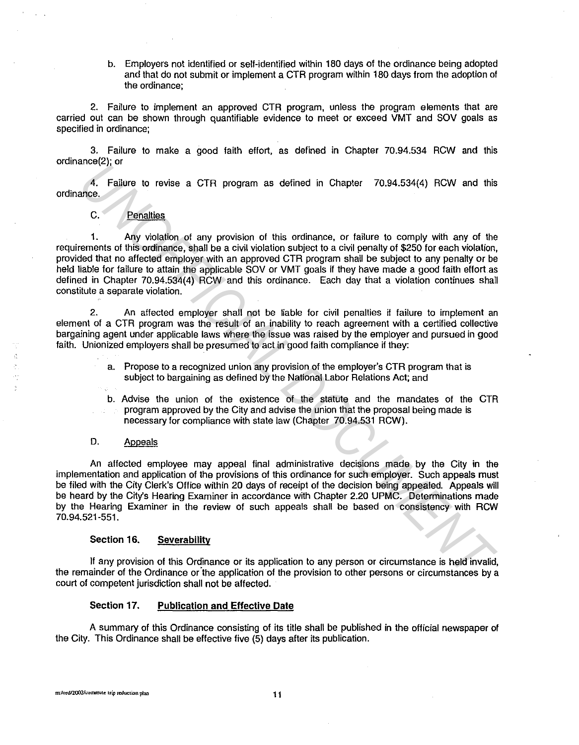b. Employers not identified or self-identified within 180 days of the ordinance being adopted and that do not submit or implement a CTR program within 180 days from the adoption of the ordinance;

2. Failure to implement an approved CTR program, unless the program elements that are carried out can be shown through quantifiable evidence to meet or exceed VMT and SOV goals as specified in ordinance;

3. Failure to make a good faith effort, as defined in Chapter 70.94.534 RCW and this ordinance(2); or

4. Failure to revise a CTR program as defined in Chapter 70.94.534(4) RCW and this ordinance.

C. Penalties

1. Any violation of any provision of this ordinance, or failure to comply with any of the requirements of this ordinance, shall be a civil violation subject to a civil penalty of $250 for each violation, provided that no affected employer with an approved CTR program shall be subject to any penalty or be held liable for failure to attain the applicable SOV or VMT goals if they have made a good faith effort as defined in Chapter 70.94.534(4) RCW and this ordinance. Each day that a violation continues shall constitute a separate violation.

2. An affected employer shall not be liable for civil penalties if failure to implement an element of a CTR program was the result of an inability to reach agreement with a certified collective bargaining agent under applicable laws where the issue was raised by the employer and pursued in good faith. Unionized employers shall be presumed to act in good faith compliance if they:

a. Propose to a recognized union any provision of the employer's CTR program that is subject to bargaining as defined by the National Labor Relations Act; and

b. Advise the union of the existence of the statute and the mandates of the CTR program approved by the City and advise the union that the proposal being made is necessary for compliance with state law (Chapter 70.94.531 RCW).

D. Appeals

An affected employee may appeal final administrative decisions made by the City in the implementation and application of the provisions of this ordinance for such employer. Such appeals must be filed with the City Clerk's Office within 20 days of receipt of the decision being appealed. Appeals will be heard by the City's Hearing Examiner in accordance with Chapter 2.20 UPMC. Determinations made by the Hearing Examiner in the review of such appeals shall be based on consistency with RCW 70.94.521-551.

### Section 16. Severability

If any provision of this Ordinance or its application to any person or circumstance is held invalid, the remainder of the Ordinance or the application of the provision to other persons or circumstances by a court of competent jurisdiction shall not be affected.

### Section 17. Publication and Effective Date

A summary of this Ordinance consisting of its title shall be published in the official newspaper of the City. This Ordinance shall be effective five (5) days after its publication.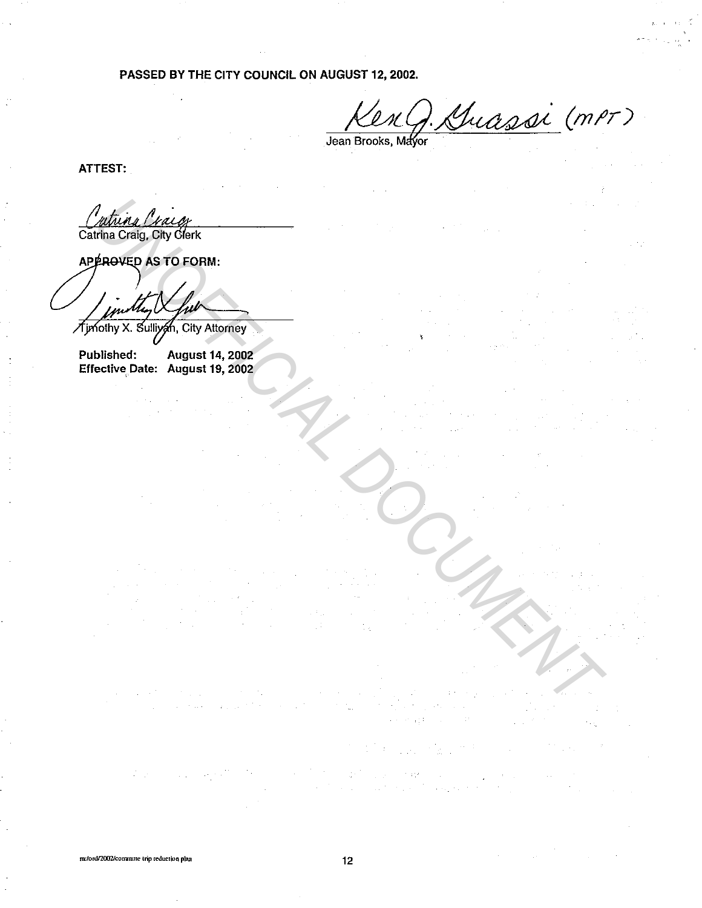**PASSED BY THE CITY COUNCIL ON AUGUST 12, 2002.**

Ken J. Guassi (MPT)

Jean Brooks, Mayor

**ATTEST:**

Catrina Craig

Catrina Craig, City Clerk

**APPROVED AS TO FORM:**

Timothy X. Sullivan, City Attorney

**Published:** **August 14, 2002**
**Effective Date:** **August 19, 2002**

UNOFFICIAL DOCUMENT

m/ord/2002/commute trip reduction plan